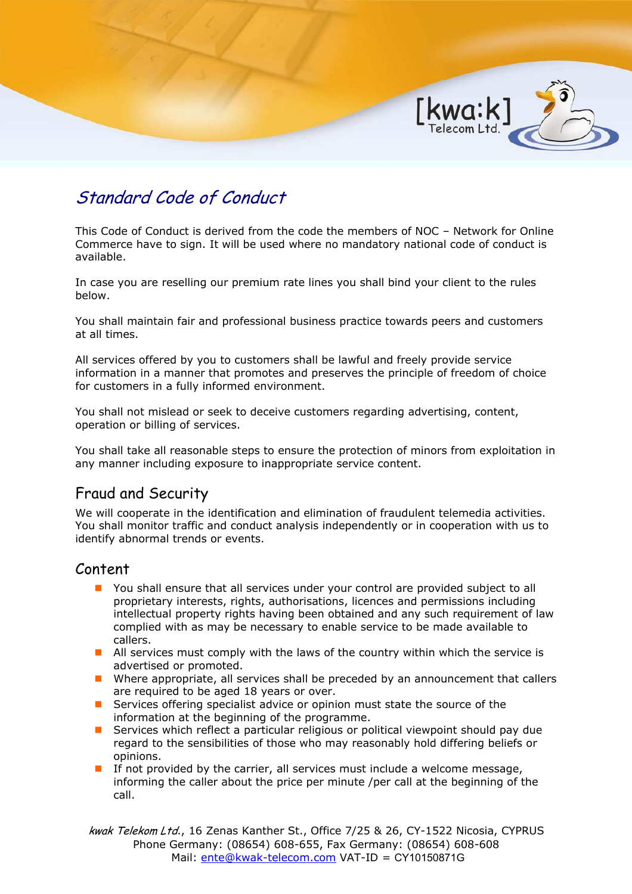# Standard Code of Conduct

This Code of Conduct is derived from the code the members of NOC – Network for Online Commerce have to sign. It will be used where no mandatory national code of conduct is available.

In case you are reselling our premium rate lines you shall bind your client to the rules below.

You shall maintain fair and professional business practice towards peers and customers at all times.

All services offered by you to customers shall be lawful and freely provide service information in a manner that promotes and preserves the principle of freedom of choice for customers in a fully informed environment.

You shall not mislead or seek to deceive customers regarding advertising, content, operation or billing of services.

You shall take all reasonable steps to ensure the protection of minors from exploitation in any manner including exposure to inappropriate service content.

## Fraud and Security

We will cooperate in the identification and elimination of fraudulent telemedia activities. You shall monitor traffic and conduct analysis independently or in cooperation with us to identify abnormal trends or events.

## Content

- You shall ensure that all services under your control are provided subject to all proprietary interests, rights, authorisations, licences and permissions including intellectual property rights having been obtained and any such requirement of law complied with as may be necessary to enable service to be made available to callers.
- All services must comply with the laws of the country within which the service is advertised or promoted.
- Where appropriate, all services shall be preceded by an announcement that callers are required to be aged 18 years or over.
- Services offering specialist advice or opinion must state the source of the information at the beginning of the programme.
- Services which reflect a particular religious or political viewpoint should pay due regard to the sensibilities of those who may reasonably hold differing beliefs or opinions.
- If not provided by the carrier, all services must include a welcome message, informing the caller about the price per minute /per call at the beginning of the call.

*kwak Telekom Ltd.*, 16 Zenas Kanther St., Office 7/25 & 26, CY-1522 Nicosia, CYPRUS
Phone Germany: (08654) 608-655, Fax Germany: (08654) 608-608
Mail: ente@kwak-telecom.com VAT-ID = CY10150871G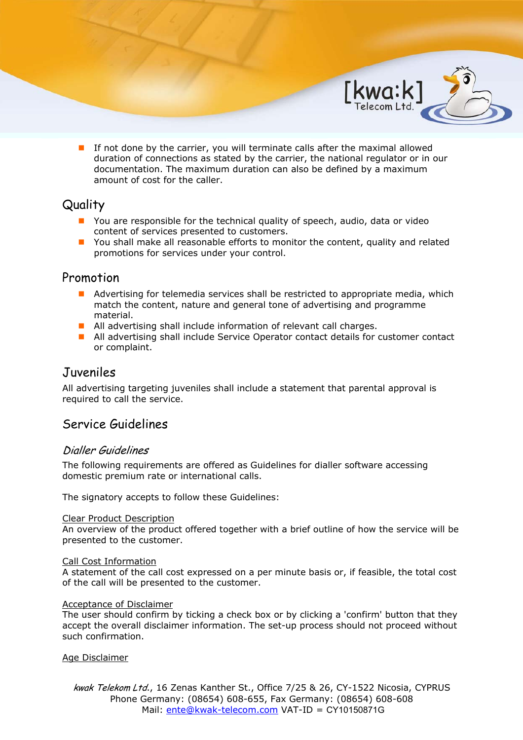- If not done by the carrier, you will terminate calls after the maximal allowed duration of connections as stated by the carrier, the national regulator or in our documentation. The maximum duration can also be defined by a maximum amount of cost for the caller.

## Quality

- You are responsible for the technical quality of speech, audio, data or video content of services presented to customers.
- You shall make all reasonable efforts to monitor the content, quality and related promotions for services under your control.

## Promotion

- Advertising for telemedia services shall be restricted to appropriate media, which match the content, nature and general tone of advertising and programme material.
- All advertising shall include information of relevant call charges.
- All advertising shall include Service Operator contact details for customer contact or complaint.

## Juveniles

All advertising targeting juveniles shall include a statement that parental approval is required to call the service.

## Service Guidelines

### *Dialler Guidelines*

The following requirements are offered as Guidelines for dialler software accessing domestic premium rate or international calls.

The signatory accepts to follow these Guidelines:

<u>Clear Product Description</u>
An overview of the product offered together with a brief outline of how the service will be presented to the customer.

<u>Call Cost Information</u>
A statement of the call cost expressed on a per minute basis or, if feasible, the total cost of the call will be presented to the customer.

<u>Acceptance of Disclaimer</u>
The user should confirm by ticking a check box or by clicking a 'confirm' button that they accept the overall disclaimer information. The set-up process should not proceed without such confirmation.

<u>Age Disclaimer</u>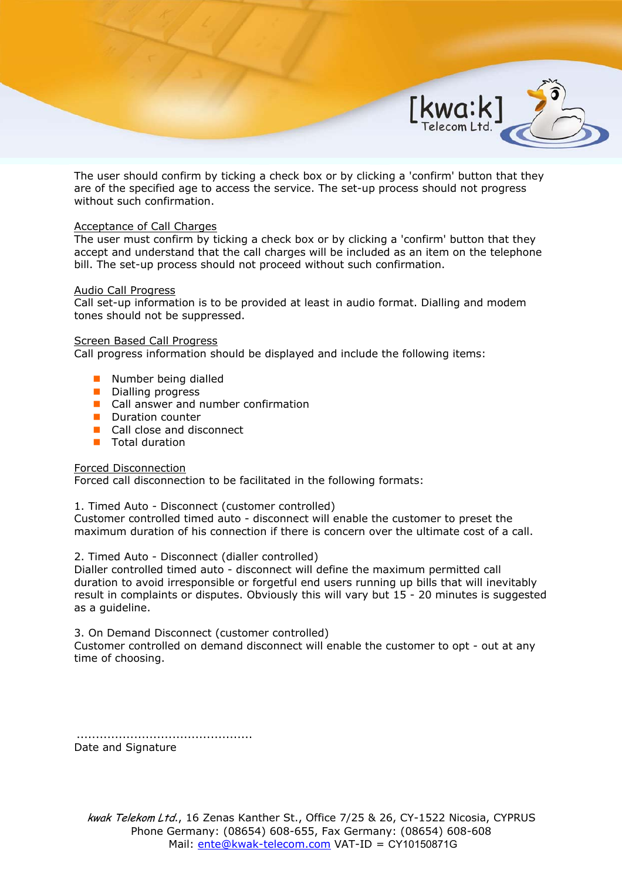The user should confirm by ticking a check box or by clicking a 'confirm' button that they are of the specified age to access the service. The set-up process should not progress without such confirmation.

Acceptance of Call Charges

The user must confirm by ticking a check box or by clicking a 'confirm' button that they accept and understand that the call charges will be included as an item on the telephone bill. The set-up process should not proceed without such confirmation.

Audio Call Progress

Call set-up information is to be provided at least in audio format. Dialling and modem tones should not be suppressed.

Screen Based Call Progress

Call progress information should be displayed and include the following items:

- Number being dialled
- Dialling progress
- Call answer and number confirmation
- Duration counter
- Call close and disconnect
- Total duration

Forced Disconnection

Forced call disconnection to be facilitated in the following formats:

1. Timed Auto - Disconnect (customer controlled)
Customer controlled timed auto - disconnect will enable the customer to preset the maximum duration of his connection if there is concern over the ultimate cost of a call.

2. Timed Auto - Disconnect (dialler controlled)
Dialler controlled timed auto - disconnect will define the maximum permitted call duration to avoid irresponsible or forgetful end users running up bills that will inevitably result in complaints or disputes. Obviously this will vary but 15 - 20 minutes is suggested as a guideline.

3. On Demand Disconnect (customer controlled)
Customer controlled on demand disconnect will enable the customer to opt - out at any time of choosing.

..............................................

Date and Signature

*kwak Telekom Ltd.*, 16 Zenas Kanther St., Office 7/25 & 26, CY-1522 Nicosia, CYPRUS
Phone Germany: (08654) 608-655, Fax Germany: (08654) 608-608
Mail: ente@kwak-telecom.com VAT-ID = CY10150871G